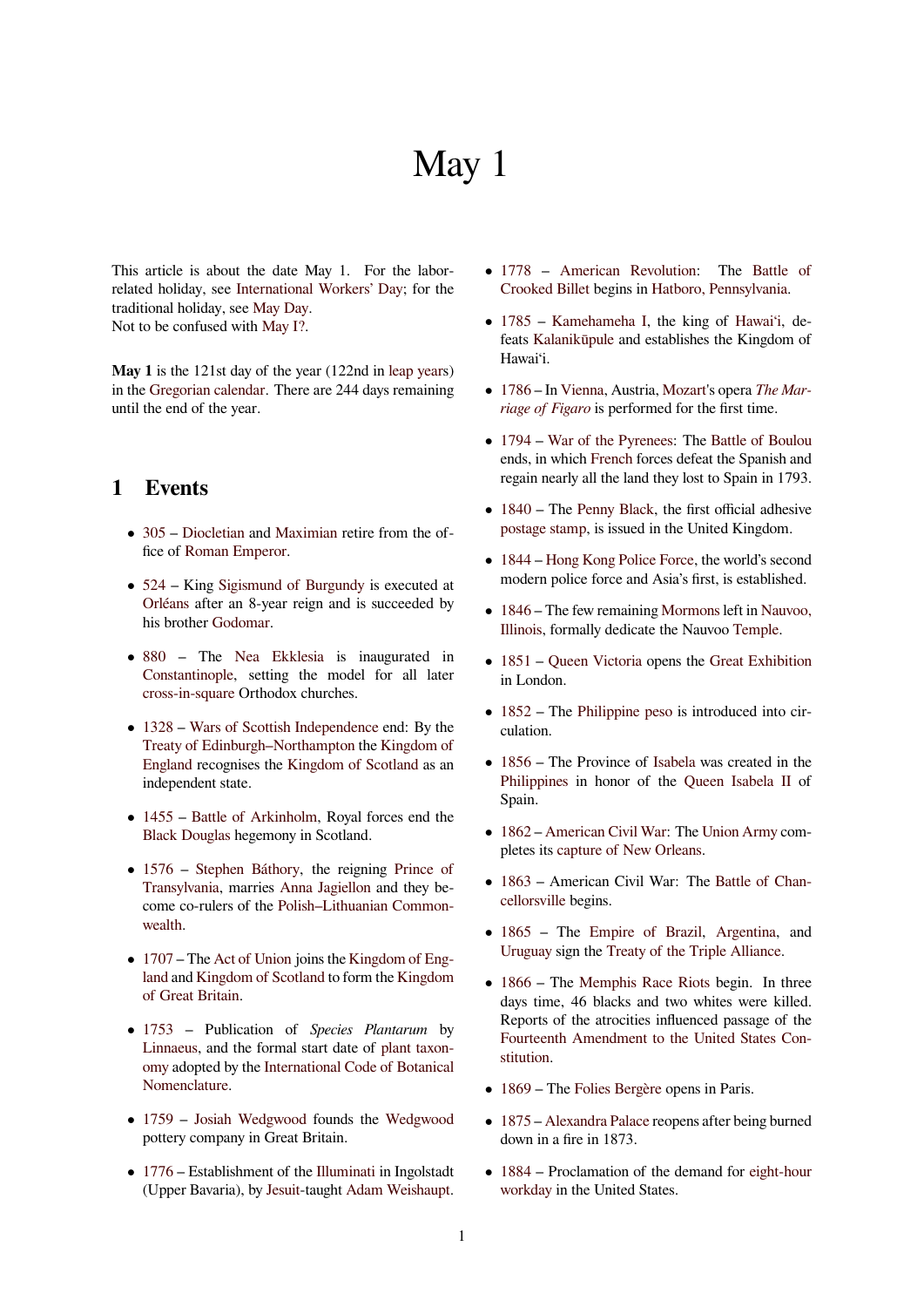# May 1

This article is about the date May 1. For the labor-related holiday, see International Workers' Day; for the traditional holiday, see May Day.
Not to be confused with May I?.

**May 1** is the 121st day of the year (122nd in leap years) in the Gregorian calendar. There are 244 days remaining until the end of the year.

## 1 Events

- 305 – Diocletian and Maximian retire from the office of Roman Emperor.
- 524 – King Sigismund of Burgundy is executed at Orléans after an 8-year reign and is succeeded by his brother Godomar.
- 880 – The Nea Ekklesia is inaugurated in Constantinople, setting the model for all later cross-in-square Orthodox churches.
- 1328 – Wars of Scottish Independence end: By the Treaty of Edinburgh–Northampton the Kingdom of England recognises the Kingdom of Scotland as an independent state.
- 1455 – Battle of Arkinholm, Royal forces end the Black Douglas hegemony in Scotland.
- 1576 – Stephen Báthory, the reigning Prince of Transylvania, marries Anna Jagiellon and they become co-rulers of the Polish–Lithuanian Commonwealth.
- 1707 – The Act of Union joins the Kingdom of England and Kingdom of Scotland to form the Kingdom of Great Britain.
- 1753 – Publication of *Species Plantarum* by Linnaeus, and the formal start date of plant taxonomy adopted by the International Code of Botanical Nomenclature.
- 1759 – Josiah Wedgwood founds the Wedgwood pottery company in Great Britain.
- 1776 – Establishment of the Illuminati in Ingolstadt (Upper Bavaria), by Jesuit-taught Adam Weishaupt.
- 1778 – American Revolution: The Battle of Crooked Billet begins in Hatboro, Pennsylvania.
- 1785 – Kamehameha I, the king of Hawaiʻi, defeats Kalanikūpule and establishes the Kingdom of Hawaiʻi.
- 1786 – In Vienna, Austria, Mozart's opera *The Marriage of Figaro* is performed for the first time.
- 1794 – War of the Pyrenees: The Battle of Boulou ends, in which French forces defeat the Spanish and regain nearly all the land they lost to Spain in 1793.
- 1840 – The Penny Black, the first official adhesive postage stamp, is issued in the United Kingdom.
- 1844 – Hong Kong Police Force, the world's second modern police force and Asia's first, is established.
- 1846 – The few remaining Mormons left in Nauvoo, Illinois, formally dedicate the Nauvoo Temple.
- 1851 – Queen Victoria opens the Great Exhibition in London.
- 1852 – The Philippine peso is introduced into circulation.
- 1856 – The Province of Isabela was created in the Philippines in honor of the Queen Isabela II of Spain.
- 1862 – American Civil War: The Union Army completes its capture of New Orleans.
- 1863 – American Civil War: The Battle of Chancellorsville begins.
- 1865 – The Empire of Brazil, Argentina, and Uruguay sign the Treaty of the Triple Alliance.
- 1866 – The Memphis Race Riots begin. In three days time, 46 blacks and two whites were killed. Reports of the atrocities influenced passage of the Fourteenth Amendment to the United States Constitution.
- 1869 – The Folies Bergère opens in Paris.
- 1875 – Alexandra Palace reopens after being burned down in a fire in 1873.
- 1884 – Proclamation of the demand for eight-hour workday in the United States.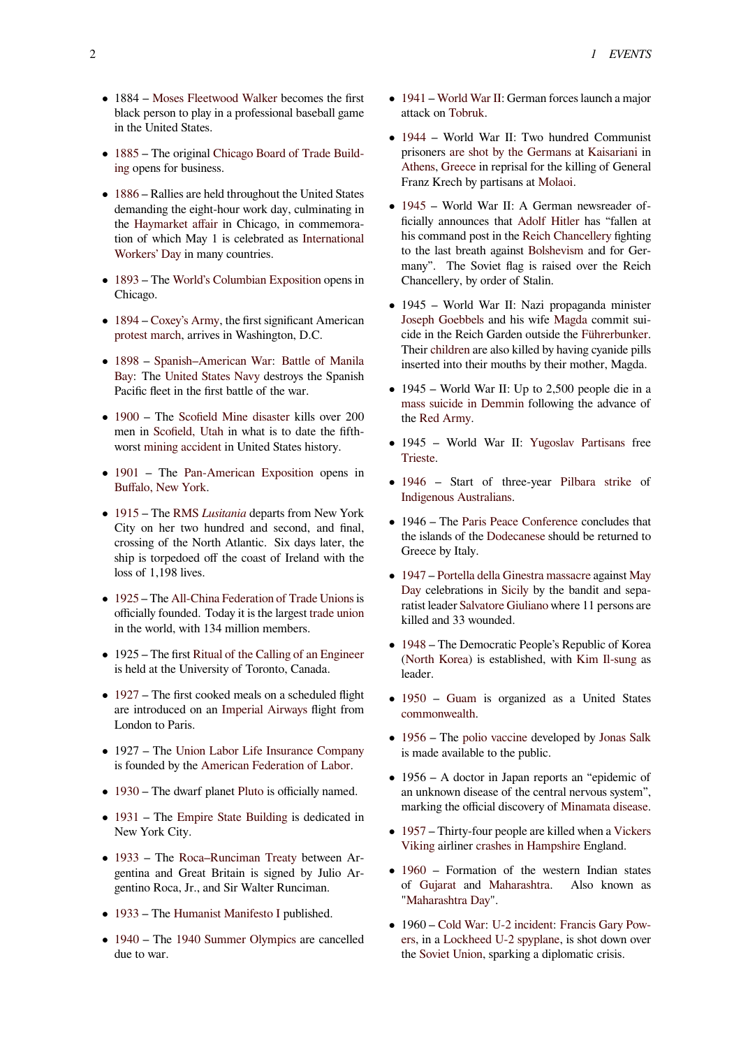- 1884 – Moses Fleetwood Walker becomes the first black person to play in a professional baseball game in the United States.
- 1885 – The original Chicago Board of Trade Building opens for business.
- 1886 – Rallies are held throughout the United States demanding the eight-hour work day, culminating in the Haymarket affair in Chicago, in commemoration of which May 1 is celebrated as International Workers' Day in many countries.
- 1893 – The World's Columbian Exposition opens in Chicago.
- 1894 – Coxey's Army, the first significant American protest march, arrives in Washington, D.C.
- 1898 – Spanish–American War: Battle of Manila Bay: The United States Navy destroys the Spanish Pacific fleet in the first battle of the war.
- 1900 – The Scofield Mine disaster kills over 200 men in Scofield, Utah in what is to date the fifth-worst mining accident in United States history.
- 1901 – The Pan-American Exposition opens in Buffalo, New York.
- 1915 – The RMS *Lusitania* departs from New York City on her two hundred and second, and final, crossing of the North Atlantic. Six days later, the ship is torpedoed off the coast of Ireland with the loss of 1,198 lives.
- 1925 – The All-China Federation of Trade Unions is officially founded. Today it is the largest trade union in the world, with 134 million members.
- 1925 – The first Ritual of the Calling of an Engineer is held at the University of Toronto, Canada.
- 1927 – The first cooked meals on a scheduled flight are introduced on an Imperial Airways flight from London to Paris.
- 1927 – The Union Labor Life Insurance Company is founded by the American Federation of Labor.
- 1930 – The dwarf planet Pluto is officially named.
- 1931 – The Empire State Building is dedicated in New York City.
- 1933 – The Roca–Runciman Treaty between Argentina and Great Britain is signed by Julio Argentino Roca, Jr., and Sir Walter Runciman.
- 1933 – The Humanist Manifesto I published.
- 1940 – The 1940 Summer Olympics are cancelled due to war.
- 1941 – World War II: German forces launch a major attack on Tobruk.
- 1944 – World War II: Two hundred Communist prisoners are shot by the Germans at Kaisariani in Athens, Greece in reprisal for the killing of General Franz Krech by partisans at Molaoi.
- 1945 – World War II: A German newsreader officially announces that Adolf Hitler has "fallen at his command post in the Reich Chancellery fighting to the last breath against Bolshevism and for Germany". The Soviet flag is raised over the Reich Chancellery, by order of Stalin.
- 1945 – World War II: Nazi propaganda minister Joseph Goebbels and his wife Magda commit suicide in the Reich Garden outside the Führerbunker. Their children are also killed by having cyanide pills inserted into their mouths by their mother, Magda.
- 1945 – World War II: Up to 2,500 people die in a mass suicide in Demmin following the advance of the Red Army.
- 1945 – World War II: Yugoslav Partisans free Trieste.
- 1946 – Start of three-year Pilbara strike of Indigenous Australians.
- 1946 – The Paris Peace Conference concludes that the islands of the Dodecanese should be returned to Greece by Italy.
- 1947 – Portella della Ginestra massacre against May Day celebrations in Sicily by the bandit and separatist leader Salvatore Giuliano where 11 persons are killed and 33 wounded.
- 1948 – The Democratic People's Republic of Korea (North Korea) is established, with Kim Il-sung as leader.
- 1950 – Guam is organized as a United States commonwealth.
- 1956 – The polio vaccine developed by Jonas Salk is made available to the public.
- 1956 – A doctor in Japan reports an "epidemic of an unknown disease of the central nervous system", marking the official discovery of Minamata disease.
- 1957 – Thirty-four people are killed when a Vickers Viking airliner crashes in Hampshire England.
- 1960 – Formation of the western Indian states of Gujarat and Maharashtra. Also known as "Maharashtra Day".
- 1960 – Cold War: U-2 incident: Francis Gary Powers, in a Lockheed U-2 spyplane, is shot down over the Soviet Union, sparking a diplomatic crisis.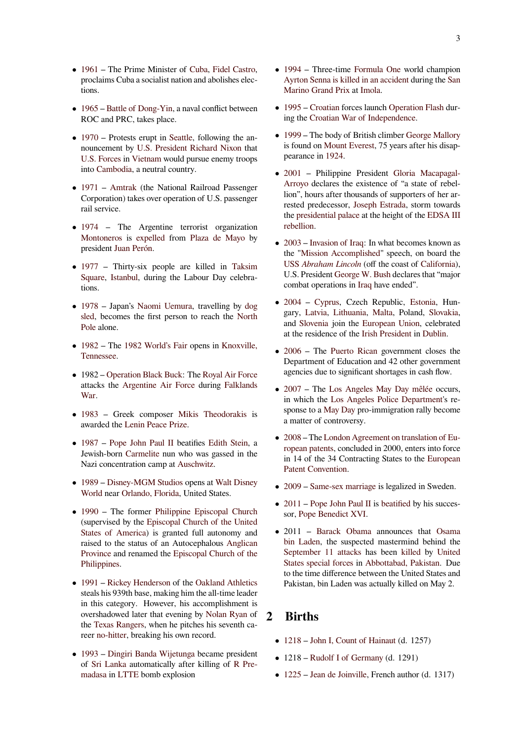- 1961 – The Prime Minister of Cuba, Fidel Castro, proclaims Cuba a socialist nation and abolishes elections.
- 1965 – Battle of Dong-Yin, a naval conflict between ROC and PRC, takes place.
- 1970 – Protests erupt in Seattle, following the announcement by U.S. President Richard Nixon that U.S. Forces in Vietnam would pursue enemy troops into Cambodia, a neutral country.
- 1971 – Amtrak (the National Railroad Passenger Corporation) takes over operation of U.S. passenger rail service.
- 1974 – The Argentine terrorist organization Montoneros is expelled from Plaza de Mayo by president Juan Perón.
- 1977 – Thirty-six people are killed in Taksim Square, Istanbul, during the Labour Day celebrations.
- 1978 – Japan's Naomi Uemura, travelling by dog sled, becomes the first person to reach the North Pole alone.
- 1982 – The 1982 World's Fair opens in Knoxville, Tennessee.
- 1982 – Operation Black Buck: The Royal Air Force attacks the Argentine Air Force during Falklands War.
- 1983 – Greek composer Mikis Theodorakis is awarded the Lenin Peace Prize.
- 1987 – Pope John Paul II beatifies Edith Stein, a Jewish-born Carmelite nun who was gassed in the Nazi concentration camp at Auschwitz.
- 1989 – Disney-MGM Studios opens at Walt Disney World near Orlando, Florida, United States.
- 1990 – The former Philippine Episcopal Church (supervised by the Episcopal Church of the United States of America) is granted full autonomy and raised to the status of an Autocephalous Anglican Province and renamed the Episcopal Church of the Philippines.
- 1991 – Rickey Henderson of the Oakland Athletics steals his 939th base, making him the all-time leader in this category. However, his accomplishment is overshadowed later that evening by Nolan Ryan of the Texas Rangers, when he pitches his seventh career no-hitter, breaking his own record.
- 1993 – Dingiri Banda Wijetunga became president of Sri Lanka automatically after killing of R Premadasa in LTTE bomb explosion
- 1994 – Three-time Formula One world champion Ayrton Senna is killed in an accident during the San Marino Grand Prix at Imola.
- 1995 – Croatian forces launch Operation Flash during the Croatian War of Independence.
- 1999 – The body of British climber George Mallory is found on Mount Everest, 75 years after his disappearance in 1924.
- 2001 – Philippine President Gloria Macapagal-Arroyo declares the existence of "a state of rebellion", hours after thousands of supporters of her arrested predecessor, Joseph Estrada, storm towards the presidential palace at the height of the EDSA III rebellion.
- 2003 – Invasion of Iraq: In what becomes known as the "Mission Accomplished" speech, on board the USS *Abraham Lincoln* (off the coast of California), U.S. President George W. Bush declares that "major combat operations in Iraq have ended".
- 2004 – Cyprus, Czech Republic, Estonia, Hungary, Latvia, Lithuania, Malta, Poland, Slovakia, and Slovenia join the European Union, celebrated at the residence of the Irish President in Dublin.
- 2006 – The Puerto Rican government closes the Department of Education and 42 other government agencies due to significant shortages in cash flow.
- 2007 – The Los Angeles May Day mêlée occurs, in which the Los Angeles Police Department's response to a May Day pro-immigration rally become a matter of controversy.
- 2008 – The London Agreement on translation of European patents, concluded in 2000, enters into force in 14 of the 34 Contracting States to the European Patent Convention.
- 2009 – Same-sex marriage is legalized in Sweden.
- 2011 – Pope John Paul II is beatified by his successor, Pope Benedict XVI.
- 2011 – Barack Obama announces that Osama bin Laden, the suspected mastermind behind the September 11 attacks has been killed by United States special forces in Abbottabad, Pakistan. Due to the time difference between the United States and Pakistan, bin Laden was actually killed on May 2.

## 2 Births

- 1218 – John I, Count of Hainaut (d. 1257)
- 1218 – Rudolf I of Germany (d. 1291)
- 1225 – Jean de Joinville, French author (d. 1317)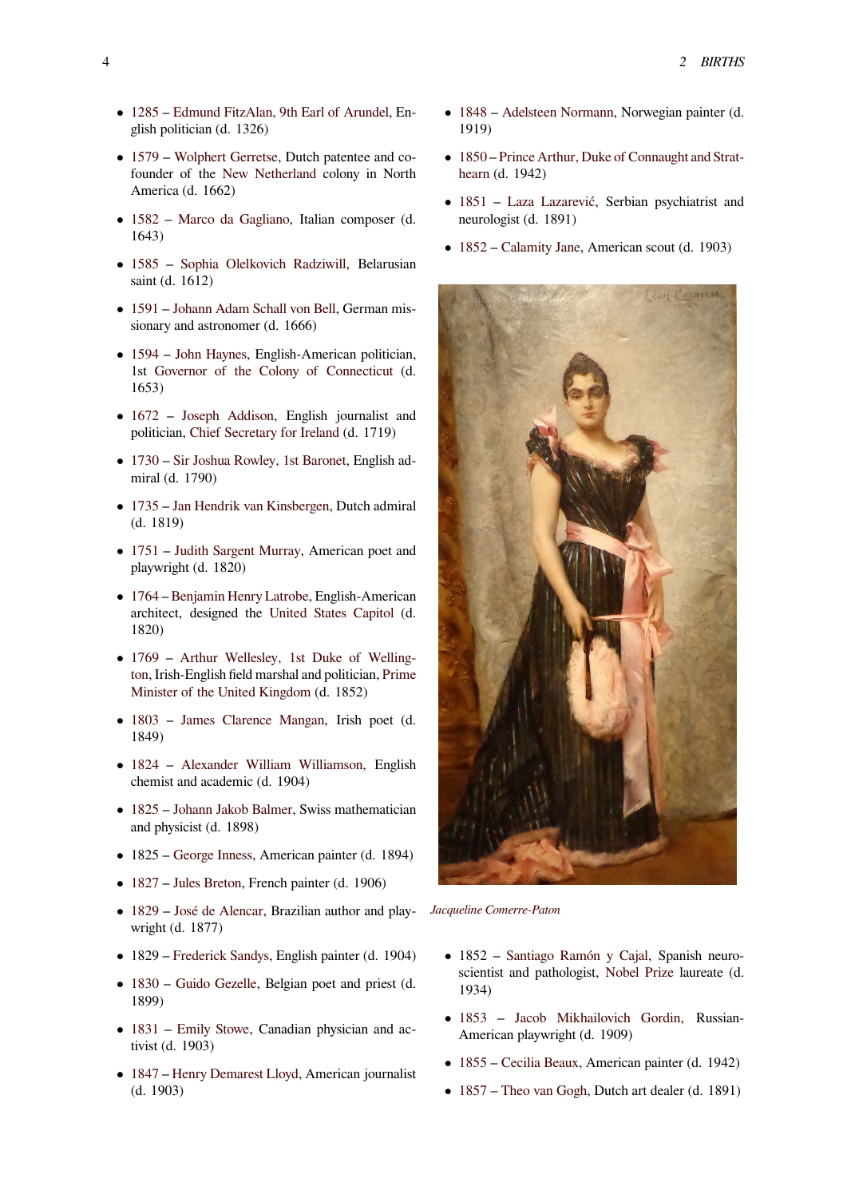- 1285 – Edmund FitzAlan, 9th Earl of Arundel, English politician (d. 1326)
- 1579 – Wolphert Gerretse, Dutch patentee and co-founder of the New Netherland colony in North America (d. 1662)
- 1582 – Marco da Gagliano, Italian composer (d. 1643)
- 1585 – Sophia Olelkovich Radziwill, Belarusian saint (d. 1612)
- 1591 – Johann Adam Schall von Bell, German missionary and astronomer (d. 1666)
- 1594 – John Haynes, English-American politician, 1st Governor of the Colony of Connecticut (d. 1653)
- 1672 – Joseph Addison, English journalist and politician, Chief Secretary for Ireland (d. 1719)
- 1730 – Sir Joshua Rowley, 1st Baronet, English admiral (d. 1790)
- 1735 – Jan Hendrik van Kinsbergen, Dutch admiral (d. 1819)
- 1751 – Judith Sargent Murray, American poet and playwright (d. 1820)
- 1764 – Benjamin Henry Latrobe, English-American architect, designed the United States Capitol (d. 1820)
- 1769 – Arthur Wellesley, 1st Duke of Wellington, Irish-English field marshal and politician, Prime Minister of the United Kingdom (d. 1852)
- 1803 – James Clarence Mangan, Irish poet (d. 1849)
- 1824 – Alexander William Williamson, English chemist and academic (d. 1904)
- 1825 – Johann Jakob Balmer, Swiss mathematician and physicist (d. 1898)
- 1825 – George Inness, American painter (d. 1894)
- 1827 – Jules Breton, French painter (d. 1906)
- 1829 – José de Alencar, Brazilian author and playwright (d. 1877)
- 1829 – Frederick Sandys, English painter (d. 1904)
- 1830 – Guido Gezelle, Belgian poet and priest (d. 1899)
- 1831 – Emily Stowe, Canadian physician and activist (d. 1903)
- 1847 – Henry Demarest Lloyd, American journalist (d. 1903)
- 1848 – Adelsteen Normann, Norwegian painter (d. 1919)
- 1850 – Prince Arthur, Duke of Connaught and Strathearn (d. 1942)
- 1851 – Laza Lazarević, Serbian psychiatrist and neurologist (d. 1891)
- 1852 – Calamity Jane, American scout (d. 1903)

*Jacqueline Comerre-Paton*

- 1852 – Santiago Ramón y Cajal, Spanish neuroscientist and pathologist, Nobel Prize laureate (d. 1934)
- 1853 – Jacob Mikhailovich Gordin, Russian-American playwright (d. 1909)
- 1855 – Cecilia Beaux, American painter (d. 1942)
- 1857 – Theo van Gogh, Dutch art dealer (d. 1891)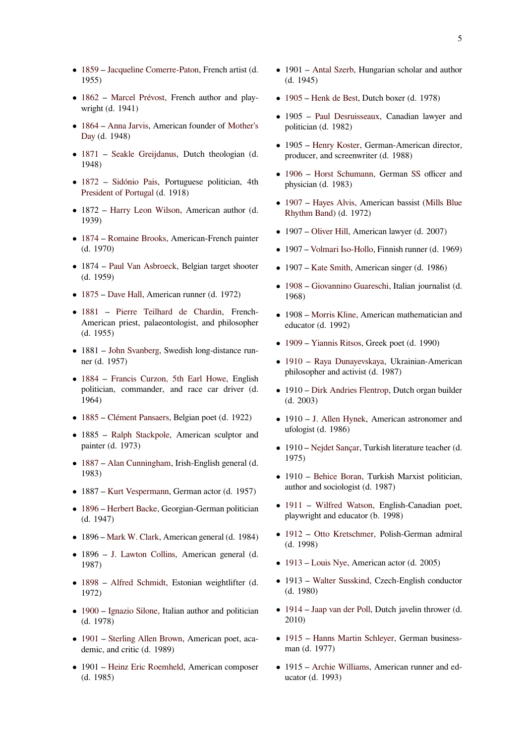- 1859 – Jacqueline Comerre-Paton, French artist (d. 1955)
- 1862 – Marcel Prévost, French author and playwright (d. 1941)
- 1864 – Anna Jarvis, American founder of Mother's Day (d. 1948)
- 1871 – Seakle Greijdanus, Dutch theologian (d. 1948)
- 1872 – Sidónio Pais, Portuguese politician, 4th President of Portugal (d. 1918)
- 1872 – Harry Leon Wilson, American author (d. 1939)
- 1874 – Romaine Brooks, American-French painter (d. 1970)
- 1874 – Paul Van Asbroeck, Belgian target shooter (d. 1959)
- 1875 – Dave Hall, American runner (d. 1972)
- 1881 – Pierre Teilhard de Chardin, French-American priest, palaeontologist, and philosopher (d. 1955)
- 1881 – John Svanberg, Swedish long-distance runner (d. 1957)
- 1884 – Francis Curzon, 5th Earl Howe, English politician, commander, and race car driver (d. 1964)
- 1885 – Clément Pansaers, Belgian poet (d. 1922)
- 1885 – Ralph Stackpole, American sculptor and painter (d. 1973)
- 1887 – Alan Cunningham, Irish-English general (d. 1983)
- 1887 – Kurt Vespermann, German actor (d. 1957)
- 1896 – Herbert Backe, Georgian-German politician (d. 1947)
- 1896 – Mark W. Clark, American general (d. 1984)
- 1896 – J. Lawton Collins, American general (d. 1987)
- 1898 – Alfred Schmidt, Estonian weightlifter (d. 1972)
- 1900 – Ignazio Silone, Italian author and politician (d. 1978)
- 1901 – Sterling Allen Brown, American poet, academic, and critic (d. 1989)
- 1901 – Heinz Eric Roemheld, American composer (d. 1985)
- 1901 – Antal Szerb, Hungarian scholar and author (d. 1945)
- 1905 – Henk de Best, Dutch boxer (d. 1978)
- 1905 – Paul Desruisseaux, Canadian lawyer and politician (d. 1982)
- 1905 – Henry Koster, German-American director, producer, and screenwriter (d. 1988)
- 1906 – Horst Schumann, German SS officer and physician (d. 1983)
- 1907 – Hayes Alvis, American bassist (Mills Blue Rhythm Band) (d. 1972)
- 1907 – Oliver Hill, American lawyer (d. 2007)
- 1907 – Volmari Iso-Hollo, Finnish runner (d. 1969)
- 1907 – Kate Smith, American singer (d. 1986)
- 1908 – Giovannino Guareschi, Italian journalist (d. 1968)
- 1908 – Morris Kline, American mathematician and educator (d. 1992)
- 1909 – Yiannis Ritsos, Greek poet (d. 1990)
- 1910 – Raya Dunayevskaya, Ukrainian-American philosopher and activist (d. 1987)
- 1910 – Dirk Andries Flentrop, Dutch organ builder (d. 2003)
- 1910 – J. Allen Hynek, American astronomer and ufologist (d. 1986)
- 1910 – Nejdet Sançar, Turkish literature teacher (d. 1975)
- 1910 – Behice Boran, Turkish Marxist politician, author and sociologist (d. 1987)
- 1911 – Wilfred Watson, English-Canadian poet, playwright and educator (b. 1998)
- 1912 – Otto Kretschmer, Polish-German admiral (d. 1998)
- 1913 – Louis Nye, American actor (d. 2005)
- 1913 – Walter Susskind, Czech-English conductor (d. 1980)
- 1914 – Jaap van der Poll, Dutch javelin thrower (d. 2010)
- 1915 – Hanns Martin Schleyer, German businessman (d. 1977)
- 1915 – Archie Williams, American runner and educator (d. 1993)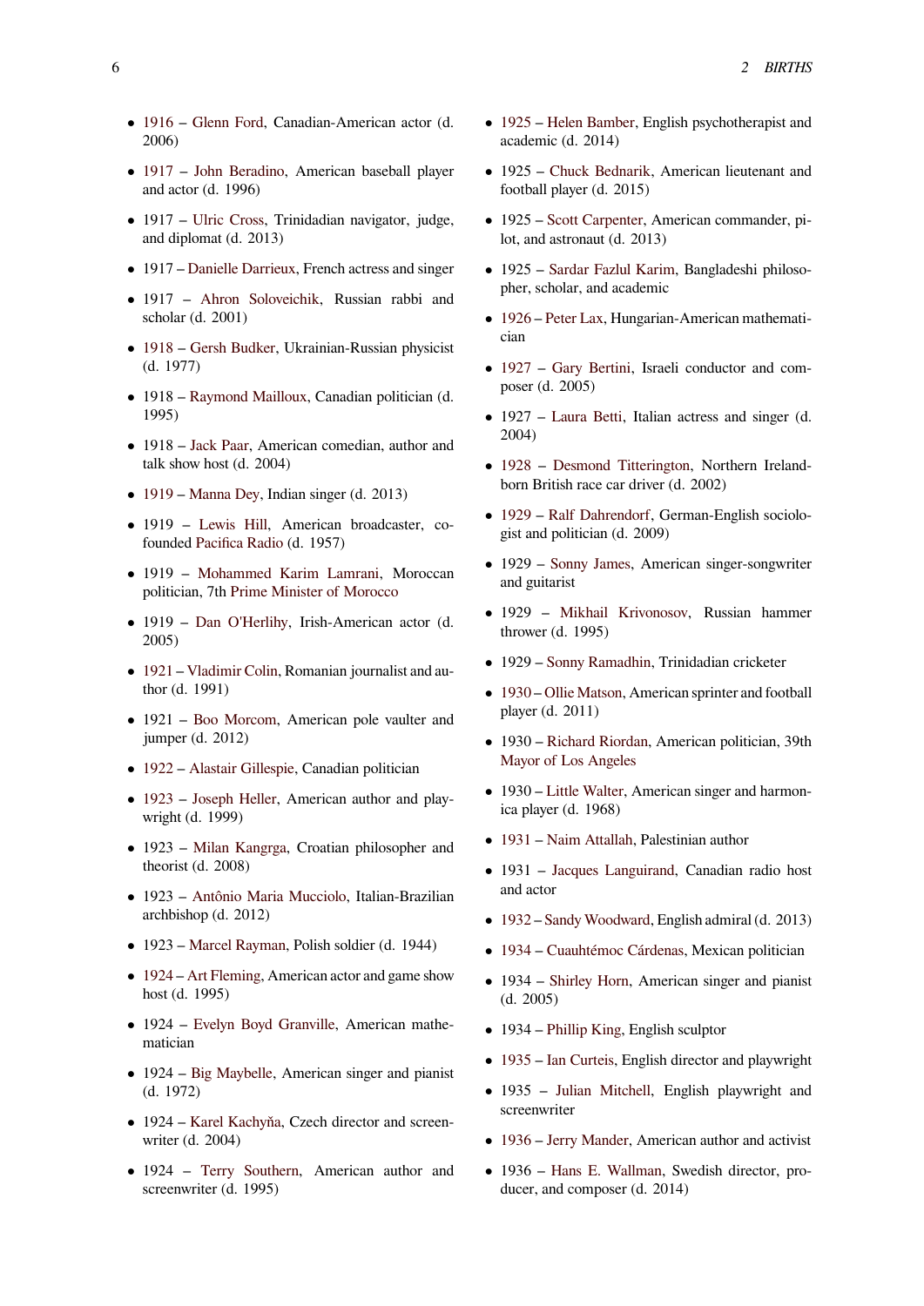- 1916 – Glenn Ford, Canadian-American actor (d. 2006)
- 1917 – John Beradino, American baseball player and actor (d. 1996)
- 1917 – Ulric Cross, Trinidadian navigator, judge, and diplomat (d. 2013)
- 1917 – Danielle Darrieux, French actress and singer
- 1917 – Ahron Soloveichik, Russian rabbi and scholar (d. 2001)
- 1918 – Gersh Budker, Ukrainian-Russian physicist (d. 1977)
- 1918 – Raymond Mailloux, Canadian politician (d. 1995)
- 1918 – Jack Paar, American comedian, author and talk show host (d. 2004)
- 1919 – Manna Dey, Indian singer (d. 2013)
- 1919 – Lewis Hill, American broadcaster, co-founded Pacifica Radio (d. 1957)
- 1919 – Mohammed Karim Lamrani, Moroccan politician, 7th Prime Minister of Morocco
- 1919 – Dan O'Herlihy, Irish-American actor (d. 2005)
- 1921 – Vladimir Colin, Romanian journalist and author (d. 1991)
- 1921 – Boo Morcom, American pole vaulter and jumper (d. 2012)
- 1922 – Alastair Gillespie, Canadian politician
- 1923 – Joseph Heller, American author and playwright (d. 1999)
- 1923 – Milan Kangrga, Croatian philosopher and theorist (d. 2008)
- 1923 – Antônio Maria Mucciolo, Italian-Brazilian archbishop (d. 2012)
- 1923 – Marcel Rayman, Polish soldier (d. 1944)
- 1924 – Art Fleming, American actor and game show host (d. 1995)
- 1924 – Evelyn Boyd Granville, American mathematician
- 1924 – Big Maybelle, American singer and pianist (d. 1972)
- 1924 – Karel Kachyňa, Czech director and screenwriter (d. 2004)
- 1924 – Terry Southern, American author and screenwriter (d. 1995)
- 1925 – Helen Bamber, English psychotherapist and academic (d. 2014)
- 1925 – Chuck Bednarik, American lieutenant and football player (d. 2015)
- 1925 – Scott Carpenter, American commander, pilot, and astronaut (d. 2013)
- 1925 – Sardar Fazlul Karim, Bangladeshi philosopher, scholar, and academic
- 1926 – Peter Lax, Hungarian-American mathematician
- 1927 – Gary Bertini, Israeli conductor and composer (d. 2005)
- 1927 – Laura Betti, Italian actress and singer (d. 2004)
- 1928 – Desmond Titterington, Northern Ireland-born British race car driver (d. 2002)
- 1929 – Ralf Dahrendorf, German-English sociologist and politician (d. 2009)
- 1929 – Sonny James, American singer-songwriter and guitarist
- 1929 – Mikhail Krivonosov, Russian hammer thrower (d. 1995)
- 1929 – Sonny Ramadhin, Trinidadian cricketer
- 1930 – Ollie Matson, American sprinter and football player (d. 2011)
- 1930 – Richard Riordan, American politician, 39th Mayor of Los Angeles
- 1930 – Little Walter, American singer and harmonica player (d. 1968)
- 1931 – Naim Attallah, Palestinian author
- 1931 – Jacques Languirand, Canadian radio host and actor
- 1932 – Sandy Woodward, English admiral (d. 2013)
- 1934 – Cuauhtémoc Cárdenas, Mexican politician
- 1934 – Shirley Horn, American singer and pianist (d. 2005)
- 1934 – Phillip King, English sculptor
- 1935 – Ian Curteis, English director and playwright
- 1935 – Julian Mitchell, English playwright and screenwriter
- 1936 – Jerry Mander, American author and activist
- 1936 – Hans E. Wallman, Swedish director, producer, and composer (d. 2014)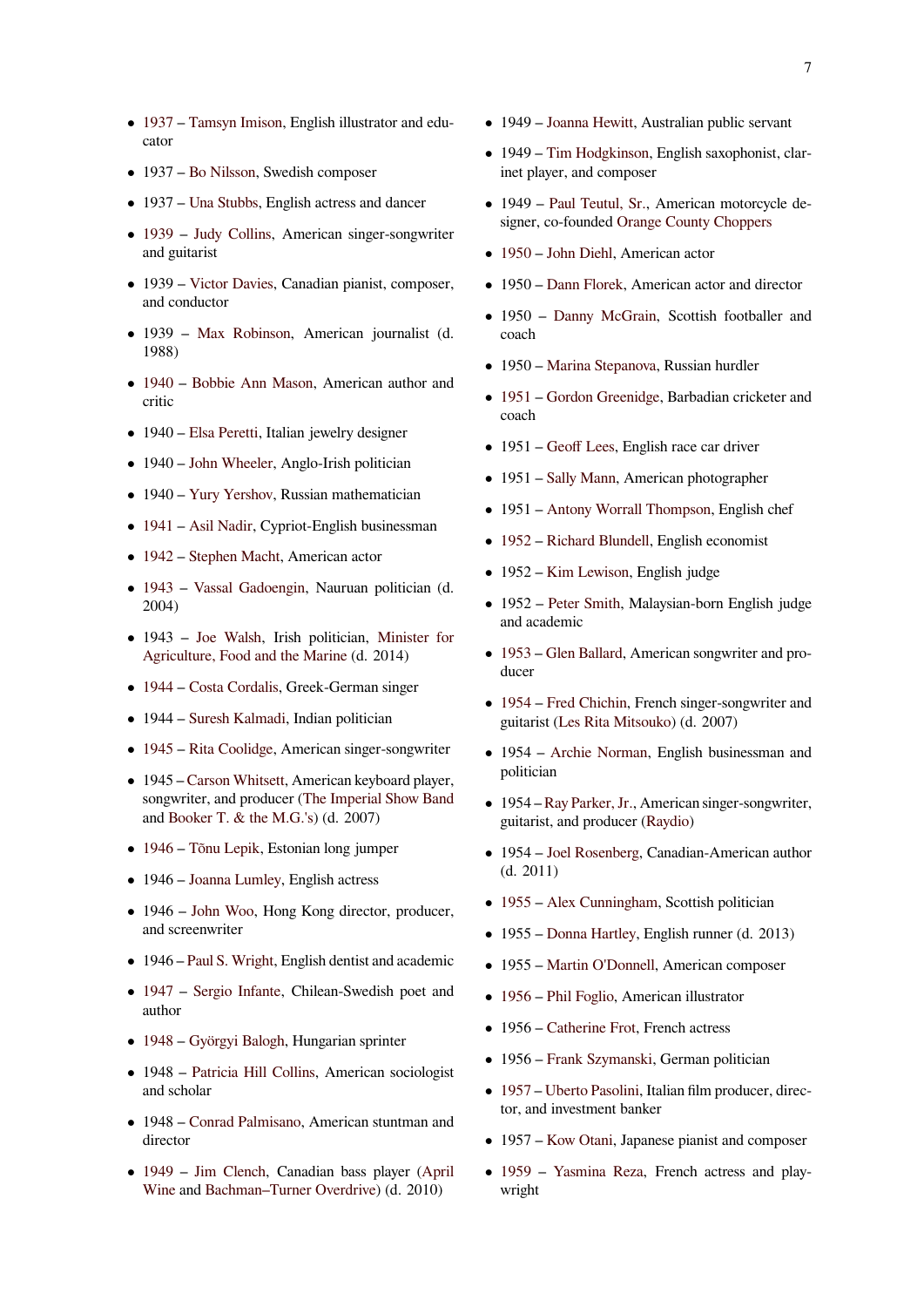- 1937 – Tamsyn Imison, English illustrator and educator
- 1937 – Bo Nilsson, Swedish composer
- 1937 – Una Stubbs, English actress and dancer
- 1939 – Judy Collins, American singer-songwriter and guitarist
- 1939 – Victor Davies, Canadian pianist, composer, and conductor
- 1939 – Max Robinson, American journalist (d. 1988)
- 1940 – Bobbie Ann Mason, American author and critic
- 1940 – Elsa Peretti, Italian jewelry designer
- 1940 – John Wheeler, Anglo-Irish politician
- 1940 – Yury Yershov, Russian mathematician
- 1941 – Asil Nadir, Cypriot-English businessman
- 1942 – Stephen Macht, American actor
- 1943 – Vassal Gadoengin, Nauruan politician (d. 2004)
- 1943 – Joe Walsh, Irish politician, Minister for Agriculture, Food and the Marine (d. 2014)
- 1944 – Costa Cordalis, Greek-German singer
- 1944 – Suresh Kalmadi, Indian politician
- 1945 – Rita Coolidge, American singer-songwriter
- 1945 – Carson Whitsett, American keyboard player, songwriter, and producer (The Imperial Show Band and Booker T. & the M.G.'s) (d. 2007)
- 1946 – Tõnu Lepik, Estonian long jumper
- 1946 – Joanna Lumley, English actress
- 1946 – John Woo, Hong Kong director, producer, and screenwriter
- 1946 – Paul S. Wright, English dentist and academic
- 1947 – Sergio Infante, Chilean-Swedish poet and author
- 1948 – Györgyi Balogh, Hungarian sprinter
- 1948 – Patricia Hill Collins, American sociologist and scholar
- 1948 – Conrad Palmisano, American stuntman and director
- 1949 – Jim Clench, Canadian bass player (April Wine and Bachman–Turner Overdrive) (d. 2010)
- 1949 – Joanna Hewitt, Australian public servant
- 1949 – Tim Hodgkinson, English saxophonist, clarinet player, and composer
- 1949 – Paul Teutul, Sr., American motorcycle designer, co-founded Orange County Choppers
- 1950 – John Diehl, American actor
- 1950 – Dann Florek, American actor and director
- 1950 – Danny McGrain, Scottish footballer and coach
- 1950 – Marina Stepanova, Russian hurdler
- 1951 – Gordon Greenidge, Barbadian cricketer and coach
- 1951 – Geoff Lees, English race car driver
- 1951 – Sally Mann, American photographer
- 1951 – Antony Worrall Thompson, English chef
- 1952 – Richard Blundell, English economist
- 1952 – Kim Lewison, English judge
- 1952 – Peter Smith, Malaysian-born English judge and academic
- 1953 – Glen Ballard, American songwriter and producer
- 1954 – Fred Chichin, French singer-songwriter and guitarist (Les Rita Mitsouko) (d. 2007)
- 1954 – Archie Norman, English businessman and politician
- 1954 – Ray Parker, Jr., American singer-songwriter, guitarist, and producer (Raydio)
- 1954 – Joel Rosenberg, Canadian-American author (d. 2011)
- 1955 – Alex Cunningham, Scottish politician
- 1955 – Donna Hartley, English runner (d. 2013)
- 1955 – Martin O'Donnell, American composer
- 1956 – Phil Foglio, American illustrator
- 1956 – Catherine Frot, French actress
- 1956 – Frank Szymanski, German politician
- 1957 – Uberto Pasolini, Italian film producer, director, and investment banker
- 1957 – Kow Otani, Japanese pianist and composer
- 1959 – Yasmina Reza, French actress and playwright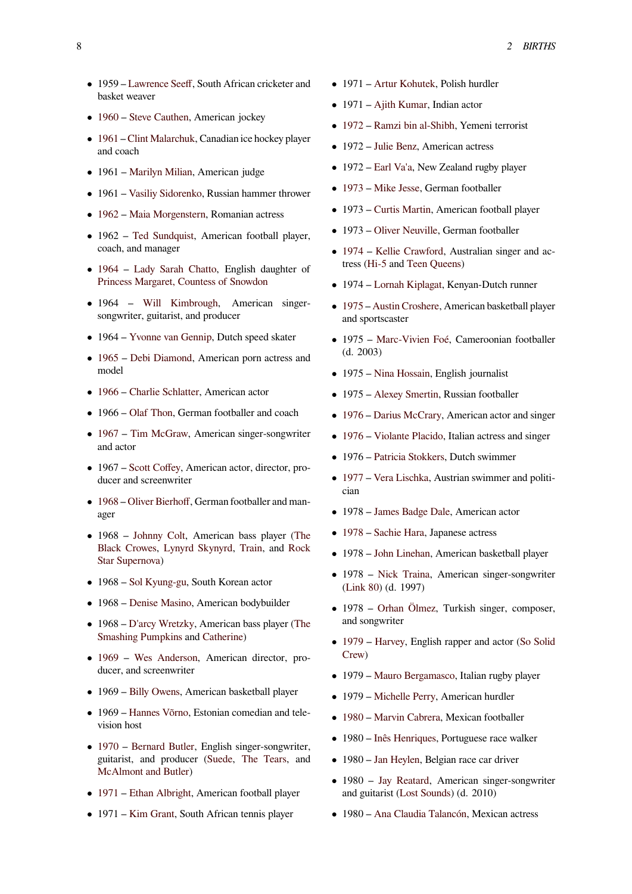- 1959 – Lawrence Seeff, South African cricketer and basket weaver
- 1960 – Steve Cauthen, American jockey
- 1961 – Clint Malarchuk, Canadian ice hockey player and coach
- 1961 – Marilyn Milian, American judge
- 1961 – Vasiliy Sidorenko, Russian hammer thrower
- 1962 – Maia Morgenstern, Romanian actress
- 1962 – Ted Sundquist, American football player, coach, and manager
- 1964 – Lady Sarah Chatto, English daughter of Princess Margaret, Countess of Snowdon
- 1964 – Will Kimbrough, American singer-songwriter, guitarist, and producer
- 1964 – Yvonne van Gennip, Dutch speed skater
- 1965 – Debi Diamond, American porn actress and model
- 1966 – Charlie Schlatter, American actor
- 1966 – Olaf Thon, German footballer and coach
- 1967 – Tim McGraw, American singer-songwriter and actor
- 1967 – Scott Coffey, American actor, director, producer and screenwriter
- 1968 – Oliver Bierhoff, German footballer and manager
- 1968 – Johnny Colt, American bass player (The Black Crowes, Lynyrd Skynyrd, Train, and Rock Star Supernova)
- 1968 – Sol Kyung-gu, South Korean actor
- 1968 – Denise Masino, American bodybuilder
- 1968 – D'arcy Wretzky, American bass player (The Smashing Pumpkins and Catherine)
- 1969 – Wes Anderson, American director, producer, and screenwriter
- 1969 – Billy Owens, American basketball player
- 1969 – Hannes Võrno, Estonian comedian and television host
- 1970 – Bernard Butler, English singer-songwriter, guitarist, and producer (Suede, The Tears, and McAlmont and Butler)
- 1971 – Ethan Albright, American football player
- 1971 – Kim Grant, South African tennis player
- 1971 – Artur Kohutek, Polish hurdler
- 1971 – Ajith Kumar, Indian actor
- 1972 – Ramzi bin al-Shibh, Yemeni terrorist
- 1972 – Julie Benz, American actress
- 1972 – Earl Va'a, New Zealand rugby player
- 1973 – Mike Jesse, German footballer
- 1973 – Curtis Martin, American football player
- 1973 – Oliver Neuville, German footballer
- 1974 – Kellie Crawford, Australian singer and actress (Hi-5 and Teen Queens)
- 1974 – Lornah Kiplagat, Kenyan-Dutch runner
- 1975 – Austin Croshere, American basketball player and sportscaster
- 1975 – Marc-Vivien Foé, Cameroonian footballer (d. 2003)
- 1975 – Nina Hossain, English journalist
- 1975 – Alexey Smertin, Russian footballer
- 1976 – Darius McCrary, American actor and singer
- 1976 – Violante Placido, Italian actress and singer
- 1976 – Patricia Stokkers, Dutch swimmer
- 1977 – Vera Lischka, Austrian swimmer and politician
- 1978 – James Badge Dale, American actor
- 1978 – Sachie Hara, Japanese actress
- 1978 – John Linehan, American basketball player
- 1978 – Nick Traina, American singer-songwriter (Link 80) (d. 1997)
- 1978 – Orhan Ölmez, Turkish singer, composer, and songwriter
- 1979 – Harvey, English rapper and actor (So Solid Crew)
- 1979 – Mauro Bergamasco, Italian rugby player
- 1979 – Michelle Perry, American hurdler
- 1980 – Marvin Cabrera, Mexican footballer
- 1980 – Inês Henriques, Portuguese race walker
- 1980 – Jan Heylen, Belgian race car driver
- 1980 – Jay Reatard, American singer-songwriter and guitarist (Lost Sounds) (d. 2010)
- 1980 – Ana Claudia Talancón, Mexican actress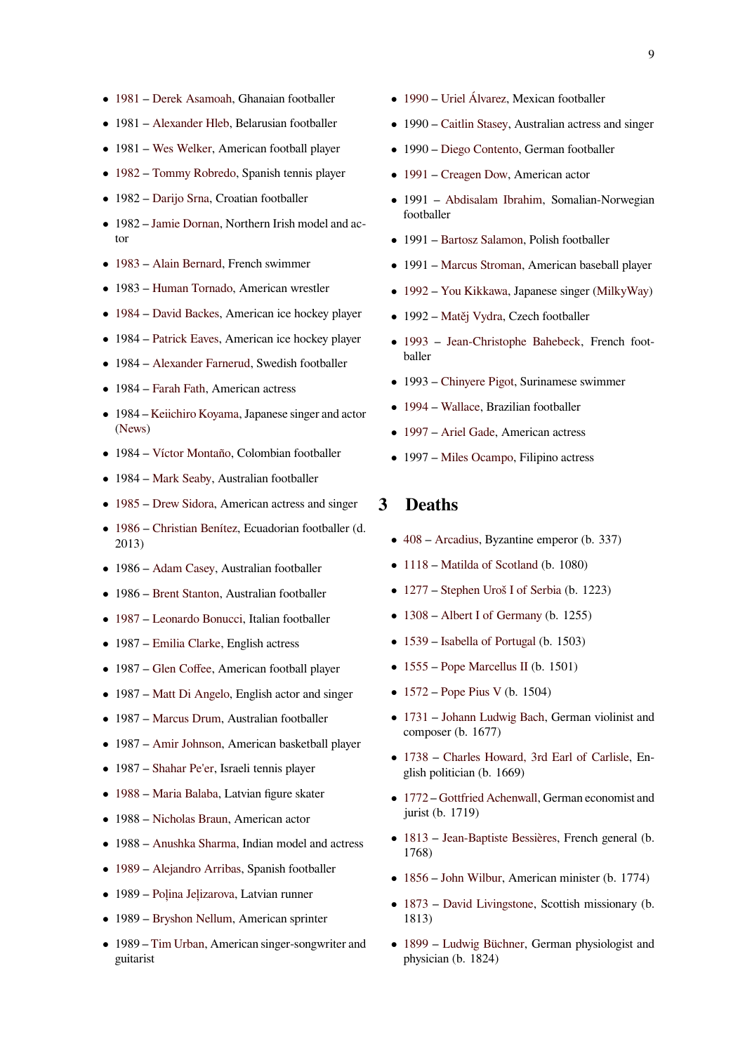- 1981 – Derek Asamoah, Ghanaian footballer
- 1981 – Alexander Hleb, Belarusian footballer
- 1981 – Wes Welker, American football player
- 1982 – Tommy Robredo, Spanish tennis player
- 1982 – Darijo Srna, Croatian footballer
- 1982 – Jamie Dornan, Northern Irish model and actor
- 1983 – Alain Bernard, French swimmer
- 1983 – Human Tornado, American wrestler
- 1984 – David Backes, American ice hockey player
- 1984 – Patrick Eaves, American ice hockey player
- 1984 – Alexander Farnerud, Swedish footballer
- 1984 – Farah Fath, American actress
- 1984 – Keiichiro Koyama, Japanese singer and actor (News)
- 1984 – Víctor Montaño, Colombian footballer
- 1984 – Mark Seaby, Australian footballer
- 1985 – Drew Sidora, American actress and singer
- 1986 – Christian Benítez, Ecuadorian footballer (d. 2013)
- 1986 – Adam Casey, Australian footballer
- 1986 – Brent Stanton, Australian footballer
- 1987 – Leonardo Bonucci, Italian footballer
- 1987 – Emilia Clarke, English actress
- 1987 – Glen Coffee, American football player
- 1987 – Matt Di Angelo, English actor and singer
- 1987 – Marcus Drum, Australian footballer
- 1987 – Amir Johnson, American basketball player
- 1987 – Shahar Pe'er, Israeli tennis player
- 1988 – Maria Balaba, Latvian figure skater
- 1988 – Nicholas Braun, American actor
- 1988 – Anushka Sharma, Indian model and actress
- 1989 – Alejandro Arribas, Spanish footballer
- 1989 – Poļina Jeļizarova, Latvian runner
- 1989 – Bryshon Nellum, American sprinter
- 1989 – Tim Urban, American singer-songwriter and guitarist
- 1990 – Uriel Álvarez, Mexican footballer
- 1990 – Caitlin Stasey, Australian actress and singer
- 1990 – Diego Contento, German footballer
- 1991 – Creagen Dow, American actor
- 1991 – Abdisalam Ibrahim, Somalian-Norwegian footballer
- 1991 – Bartosz Salamon, Polish footballer
- 1991 – Marcus Stroman, American baseball player
- 1992 – You Kikkawa, Japanese singer (MilkyWay)
- 1992 – Matěj Vydra, Czech footballer
- 1993 – Jean-Christophe Bahebeck, French footballer
- 1993 – Chinyere Pigot, Surinamese swimmer
- 1994 – Wallace, Brazilian footballer
- 1997 – Ariel Gade, American actress
- 1997 – Miles Ocampo, Filipino actress

## 3 Deaths

- 408 – Arcadius, Byzantine emperor (b. 337)
- 1118 – Matilda of Scotland (b. 1080)
- 1277 – Stephen Uroš I of Serbia (b. 1223)
- 1308 – Albert I of Germany (b. 1255)
- 1539 – Isabella of Portugal (b. 1503)
- 1555 – Pope Marcellus II (b. 1501)
- 1572 – Pope Pius V (b. 1504)
- 1731 – Johann Ludwig Bach, German violinist and composer (b. 1677)
- 1738 – Charles Howard, 3rd Earl of Carlisle, English politician (b. 1669)
- 1772 – Gottfried Achenwall, German economist and jurist (b. 1719)
- 1813 – Jean-Baptiste Bessières, French general (b. 1768)
- 1856 – John Wilbur, American minister (b. 1774)
- 1873 – David Livingstone, Scottish missionary (b. 1813)
- 1899 – Ludwig Büchner, German physiologist and physician (b. 1824)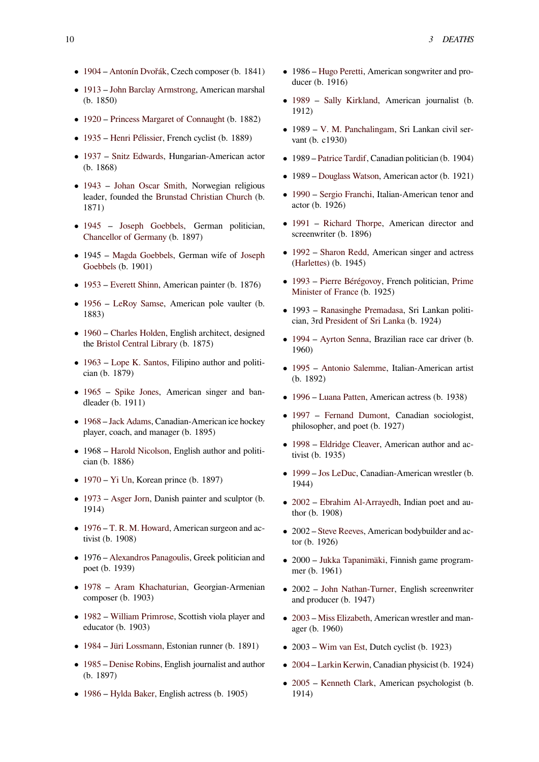- 1904 – Antonín Dvořák, Czech composer (b. 1841)
- 1913 – John Barclay Armstrong, American marshal (b. 1850)
- 1920 – Princess Margaret of Connaught (b. 1882)
- 1935 – Henri Pélissier, French cyclist (b. 1889)
- 1937 – Snitz Edwards, Hungarian-American actor (b. 1868)
- 1943 – Johan Oscar Smith, Norwegian religious leader, founded the Brunstad Christian Church (b. 1871)
- 1945 – Joseph Goebbels, German politician, Chancellor of Germany (b. 1897)
- 1945 – Magda Goebbels, German wife of Joseph Goebbels (b. 1901)
- 1953 – Everett Shinn, American painter (b. 1876)
- 1956 – LeRoy Samse, American pole vaulter (b. 1883)
- 1960 – Charles Holden, English architect, designed the Bristol Central Library (b. 1875)
- 1963 – Lope K. Santos, Filipino author and politician (b. 1879)
- 1965 – Spike Jones, American singer and bandleader (b. 1911)
- 1968 – Jack Adams, Canadian-American ice hockey player, coach, and manager (b. 1895)
- 1968 – Harold Nicolson, English author and politician (b. 1886)
- 1970 – Yi Un, Korean prince (b. 1897)
- 1973 – Asger Jorn, Danish painter and sculptor (b. 1914)
- 1976 – T. R. M. Howard, American surgeon and activist (b. 1908)
- 1976 – Alexandros Panagoulis, Greek politician and poet (b. 1939)
- 1978 – Aram Khachaturian, Georgian-Armenian composer (b. 1903)
- 1982 – William Primrose, Scottish viola player and educator (b. 1903)
- 1984 – Jüri Lossmann, Estonian runner (b. 1891)
- 1985 – Denise Robins, English journalist and author (b. 1897)
- 1986 – Hylda Baker, English actress (b. 1905)
- 1986 – Hugo Peretti, American songwriter and producer (b. 1916)
- 1989 – Sally Kirkland, American journalist (b. 1912)
- 1989 – V. M. Panchalingam, Sri Lankan civil servant (b. c1930)
- 1989 – Patrice Tardif, Canadian politician (b. 1904)
- 1989 – Douglass Watson, American actor (b. 1921)
- 1990 – Sergio Franchi, Italian-American tenor and actor (b. 1926)
- 1991 – Richard Thorpe, American director and screenwriter (b. 1896)
- 1992 – Sharon Redd, American singer and actress (Harlettes) (b. 1945)
- 1993 – Pierre Bérégovoy, French politician, Prime Minister of France (b. 1925)
- 1993 – Ranasinghe Premadasa, Sri Lankan politician, 3rd President of Sri Lanka (b. 1924)
- 1994 – Ayrton Senna, Brazilian race car driver (b. 1960)
- 1995 – Antonio Salemme, Italian-American artist (b. 1892)
- 1996 – Luana Patten, American actress (b. 1938)
- 1997 – Fernand Dumont, Canadian sociologist, philosopher, and poet (b. 1927)
- 1998 – Eldridge Cleaver, American author and activist (b. 1935)
- 1999 – Jos LeDuc, Canadian-American wrestler (b. 1944)
- 2002 – Ebrahim Al-Arrayedh, Indian poet and author (b. 1908)
- 2002 – Steve Reeves, American bodybuilder and actor (b. 1926)
- 2000 – Jukka Tapanimäki, Finnish game programmer (b. 1961)
- 2002 – John Nathan-Turner, English screenwriter and producer (b. 1947)
- 2003 – Miss Elizabeth, American wrestler and manager (b. 1960)
- 2003 – Wim van Est, Dutch cyclist (b. 1923)
- 2004 – Larkin Kerwin, Canadian physicist (b. 1924)
- 2005 – Kenneth Clark, American psychologist (b. 1914)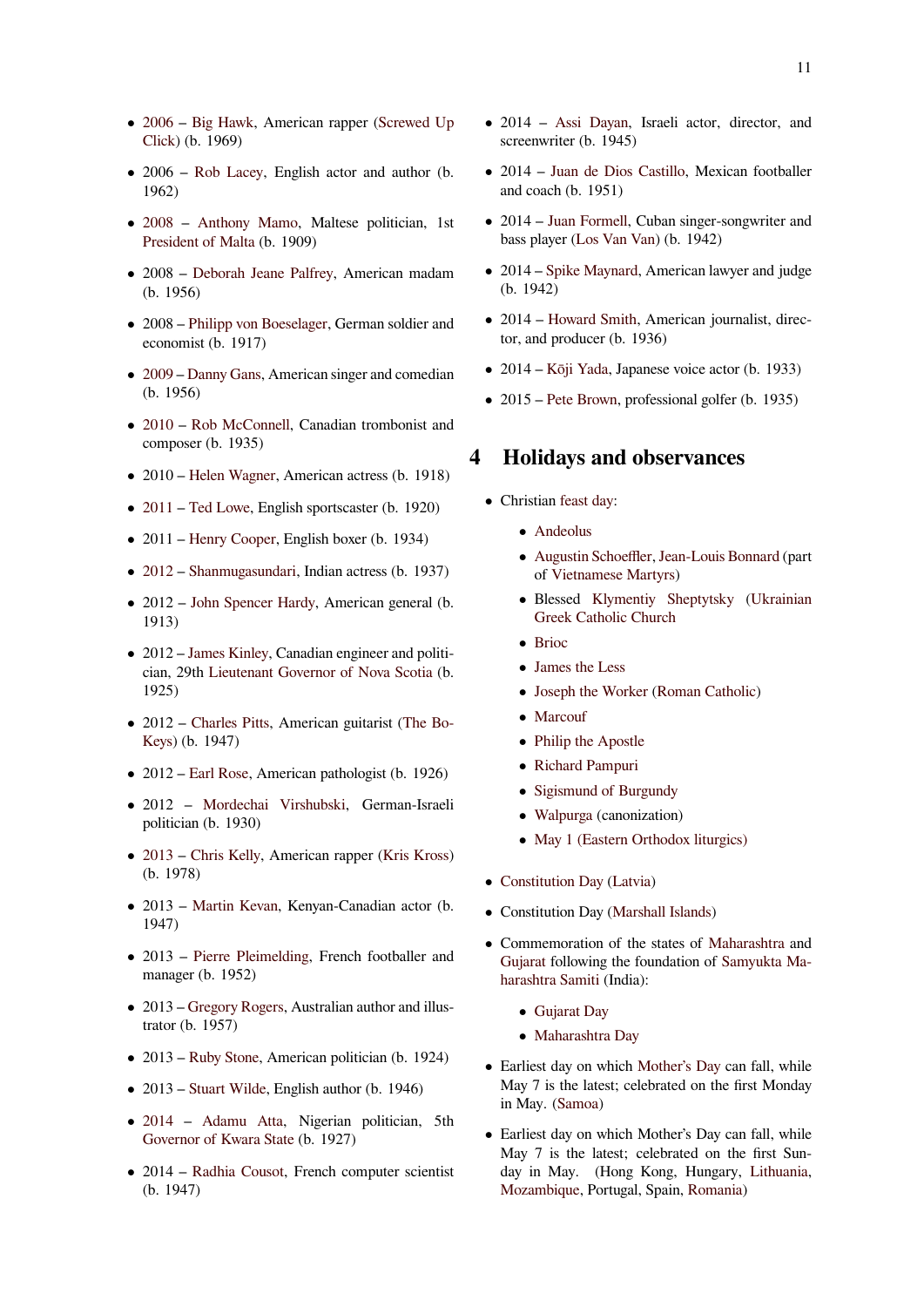- 2006 – Big Hawk, American rapper (Screwed Up Click) (b. 1969)
- 2006 – Rob Lacey, English actor and author (b. 1962)
- 2008 – Anthony Mamo, Maltese politician, 1st President of Malta (b. 1909)
- 2008 – Deborah Jeane Palfrey, American madam (b. 1956)
- 2008 – Philipp von Boeselager, German soldier and economist (b. 1917)
- 2009 – Danny Gans, American singer and comedian (b. 1956)
- 2010 – Rob McConnell, Canadian trombonist and composer (b. 1935)
- 2010 – Helen Wagner, American actress (b. 1918)
- 2011 – Ted Lowe, English sportscaster (b. 1920)
- 2011 – Henry Cooper, English boxer (b. 1934)
- 2012 – Shanmugasundari, Indian actress (b. 1937)
- 2012 – John Spencer Hardy, American general (b. 1913)
- 2012 – James Kinley, Canadian engineer and politician, 29th Lieutenant Governor of Nova Scotia (b. 1925)
- 2012 – Charles Pitts, American guitarist (The Bo-Keys) (b. 1947)
- 2012 – Earl Rose, American pathologist (b. 1926)
- 2012 – Mordechai Virshubski, German-Israeli politician (b. 1930)
- 2013 – Chris Kelly, American rapper (Kris Kross) (b. 1978)
- 2013 – Martin Kevan, Kenyan-Canadian actor (b. 1947)
- 2013 – Pierre Pleimelding, French footballer and manager (b. 1952)
- 2013 – Gregory Rogers, Australian author and illustrator (b. 1957)
- 2013 – Ruby Stone, American politician (b. 1924)
- 2013 – Stuart Wilde, English author (b. 1946)
- 2014 – Adamu Atta, Nigerian politician, 5th Governor of Kwara State (b. 1927)
- 2014 – Radhia Cousot, French computer scientist (b. 1947)
- 2014 – Assi Dayan, Israeli actor, director, and screenwriter (b. 1945)
- 2014 – Juan de Dios Castillo, Mexican footballer and coach (b. 1951)
- 2014 – Juan Formell, Cuban singer-songwriter and bass player (Los Van Van) (b. 1942)
- 2014 – Spike Maynard, American lawyer and judge (b. 1942)
- 2014 – Howard Smith, American journalist, director, and producer (b. 1936)
- 2014 – Kōji Yada, Japanese voice actor (b. 1933)
- 2015 – Pete Brown, professional golfer (b. 1935)

# 4 Holidays and observances

- Christian feast day:
  - Andeolus
  - Augustin Schoeffler, Jean-Louis Bonnard (part of Vietnamese Martyrs)
  - Blessed Klymentiy Sheptytsky (Ukrainian Greek Catholic Church
  - Brioc
  - James the Less
  - Joseph the Worker (Roman Catholic)
  - Marcouf
  - Philip the Apostle
  - Richard Pampuri
  - Sigismund of Burgundy
  - Walpurga (canonization)
  - May 1 (Eastern Orthodox liturgics)
- Constitution Day (Latvia)
- Constitution Day (Marshall Islands)
- Commemoration of the states of Maharashtra and Gujarat following the foundation of Samyukta Maharashtra Samiti (India):
  - Gujarat Day
  - Maharashtra Day
- Earliest day on which Mother's Day can fall, while May 7 is the latest; celebrated on the first Monday in May. (Samoa)
- Earliest day on which Mother's Day can fall, while May 7 is the latest; celebrated on the first Sunday in May. (Hong Kong, Hungary, Lithuania, Mozambique, Portugal, Spain, Romania)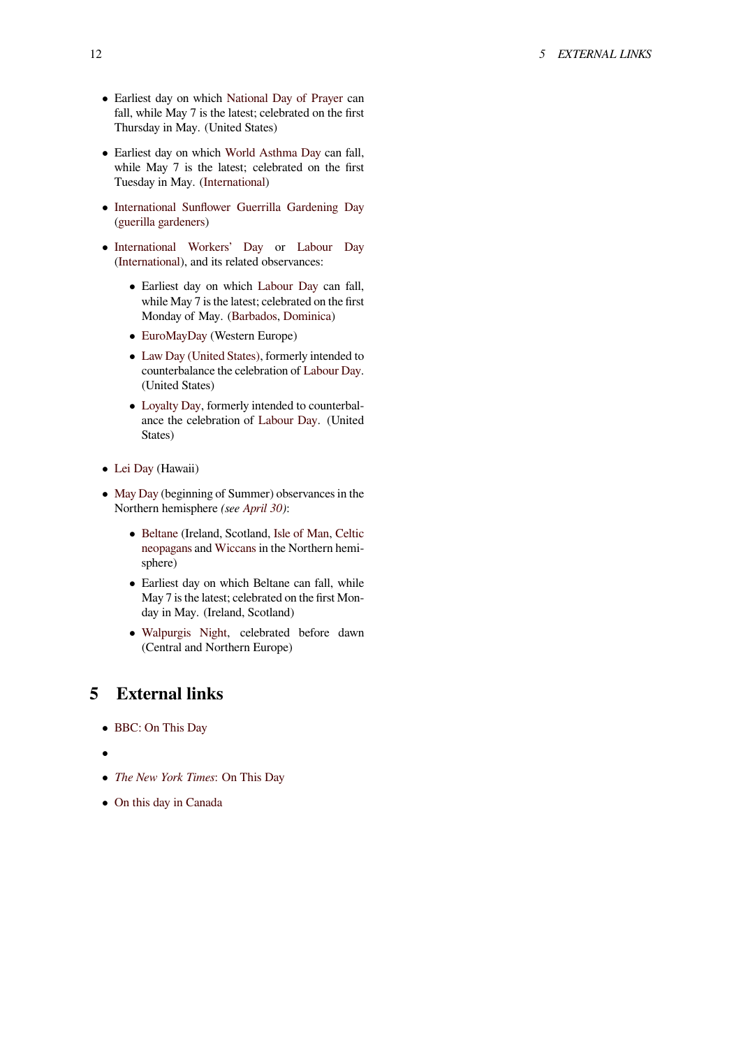- Earliest day on which National Day of Prayer can fall, while May 7 is the latest; celebrated on the first Thursday in May. (United States)
- Earliest day on which World Asthma Day can fall, while May 7 is the latest; celebrated on the first Tuesday in May. (International)
- International Sunflower Guerrilla Gardening Day (guerilla gardeners)
- International Workers' Day or Labour Day (International), and its related observances:
  - Earliest day on which Labour Day can fall, while May 7 is the latest; celebrated on the first Monday of May. (Barbados, Dominica)
  - EuroMayDay (Western Europe)
  - Law Day (United States), formerly intended to counterbalance the celebration of Labour Day. (United States)
  - Loyalty Day, formerly intended to counterbalance the celebration of Labour Day. (United States)
- Lei Day (Hawaii)
- May Day (beginning of Summer) observances in the Northern hemisphere *(see April 30)*:
  - Beltane (Ireland, Scotland, Isle of Man, Celtic neopagans and Wiccans in the Northern hemisphere)
  - Earliest day on which Beltane can fall, while May 7 is the latest; celebrated on the first Monday in May. (Ireland, Scotland)
  - Walpurgis Night, celebrated before dawn (Central and Northern Europe)

# 5 External links

- BBC: On This Day
- 
- *The New York Times*: On This Day
- On this day in Canada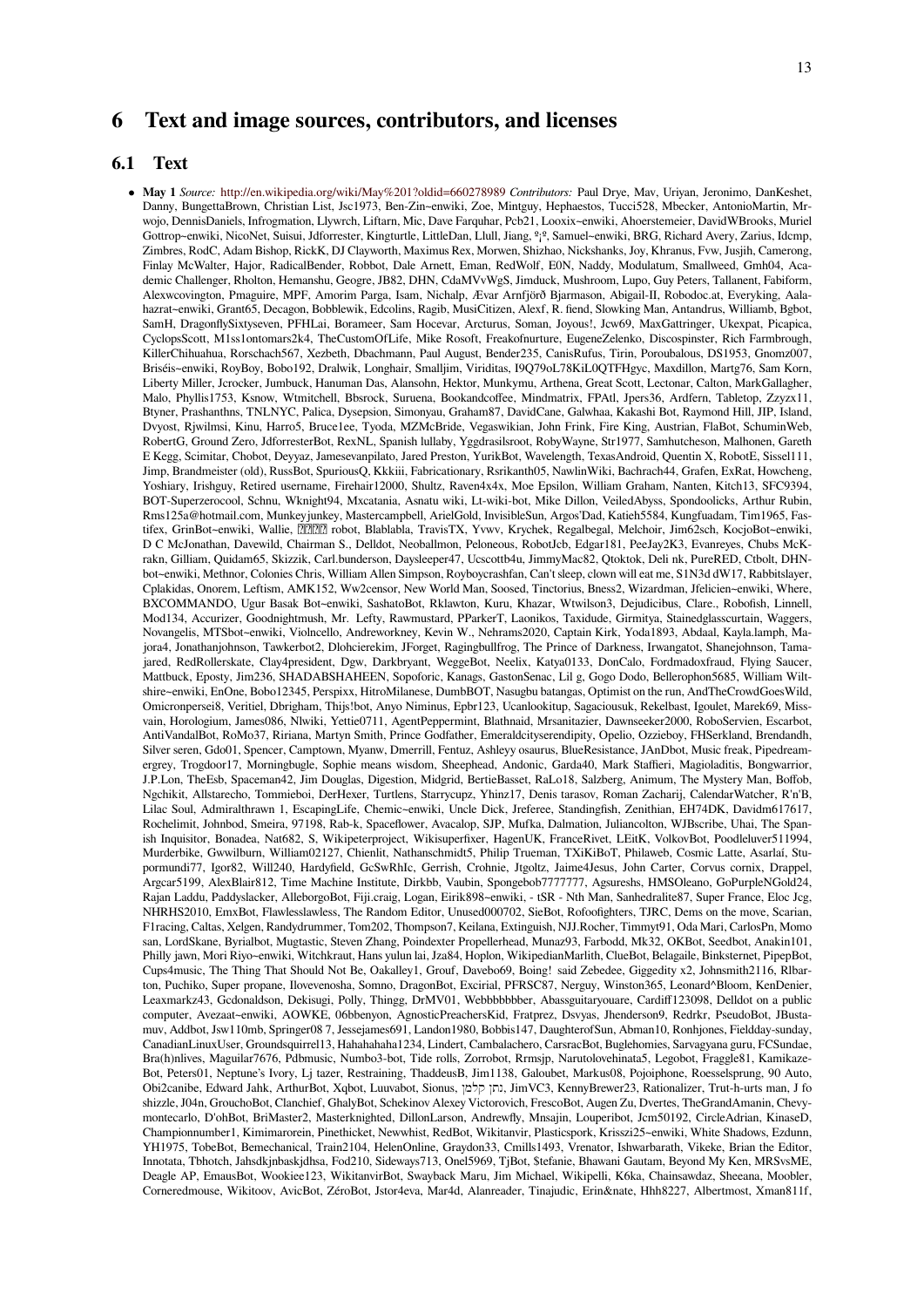# 6 Text and image sources, contributors, and licenses

## 6.1 Text

- **May 1** *Source:* http://en.wikipedia.org/wiki/May%201?oldid=660278989 *Contributors:* Paul Drye, Mav, Uriyan, Jeronimo, DanKeshet, Danny, BungettaBrown, Christian List, Jsc1973, Ben-Zin~enwiki, Zoe, Mintguy, Hephaestos, Tucci528, Mbecker, AntonioMartin, Mrwojo, DennisDaniels, Infrogmation, Llywrch, Liftarn, Mic, Dave Farquhar, Pcb21, Looxix~enwiki, Ahoerstemeier, DavidWBrooks, Muriel Gottrop~enwiki, NicoNet, Suisui, Jdforrester, Kingturtle, LittleDan, Llull, Jiang, º¡º, Samuel~enwiki, BRG, Richard Avery, Zarius, Idcmp, Zimbres, RodC, Adam Bishop, RickK, DJ Clayworth, Maximus Rex, Morwen, Shizhao, Nickshanks, Joy, Khranus, Fvw, Jusjih, Camerong, Finlay McWalter, Hajor, RadicalBender, Robbot, Dale Arnett, Eman, RedWolf, E0N, Naddy, Modulatum, Smallweed, Gmh04, Academic Challenger, Rholton, Hemanshu, Geogre, JB82, DHN, CdaMVvWgS, Jimduck, Mushroom, Lupo, Guy Peters, Tallanent, Fabiform, Alexwcovington, Pmaguire, MPF, Amorim Parga, Isam, Nichalp, Ævar Arnfjörð Bjarmason, Abigail-II, Robodoc.at, Everyking, Aalahazrat~enwiki, Grant65, Decagon, Bobblewik, Edcolins, Ragib, MusiCitizen, Alexf, R. fiend, Slowking Man, Antandrus, Williamb, Bgbot, SamH, DragonflySixtyseven, PFHLai, Borameer, Sam Hocevar, Arcturus, Soman, Joyous!, Jcw69, MaxGattringer, Ukexpat, Picapica, CyclopsScott, M1ss1ontomars2k4, TheCustomOfLife, Mike Rosoft, Freakofnurture, EugeneZelenko, Discospinster, Rich Farmbrough, KillerChihuahua, Rorschach567, Xezbeth, Dbachmann, Paul August, Bender235, CanisRufus, Tirin, Poroubalous, DS1953, Gnomz007, Briséis~enwiki, RoyBoy, Bobo192, Dralwik, Longhair, Smalljim, Viriditas, I9Q79oL78KiL0QTFHgyc, Maxdillon, Martg76, Sam Korn, Liberty Miller, Jcrocker, Jumbuck, Hanuman Das, Alansohn, Hektor, Munkymu, Arthena, Great Scott, Lectonar, Calton, MarkGallagher, Malo, Phyllis1753, Ksnow, Wtmitchell, Bbsrock, Suruena, Bookandcoffee, Mindmatrix, FPAtl, Jpers36, Ardfern, Tabletop, Zzyzx11, Btyner, Prashanthns, TNLNYC, Palica, Dysepsion, Simonyau, Graham87, DavidCane, Galwhaa, Kakashi Bot, Raymond Hill, JIP, Island, Dvyost, Rjwilmsi, Kinu, Harro5, Bruce1ee, Tyoda, MZMcBride, Vegaswikian, John Frink, Fire King, Austrian, FlaBot, SchuminWeb, RobertG, Ground Zero, JdforresterBot, RexNL, Spanish lullaby, Yggdrasilsroot, RobyWayne, Str1977, Samhutcheson, Malhonen, Gareth E Kegg, Scimitar, Chobot, Deyyaz, Jamesevanpilato, Jared Preston, YurikBot, Wavelength, TexasAndroid, Quentin X, RobotE, Sissel111, Jimp, Brandmeister (old), RussBot, SpuriousQ, Kkkiii, Fabricationary, Rsrikanth05, NawlinWiki, Bachrach44, Grafen, ExRat, Howcheng, Yoshiary, Irishguy, Retired username, Firehair12000, Shultz, Raven4x4x, Moe Epsilon, William Graham, Nanten, Kitch13, SFC9394, BOT-Superzerocool, Schnu, Wknight94, Mxcatania, Asnatu wiki, Lt-wiki-bot, Mike Dillon, VeiledAbyss, Spondoolicks, Arthur Rubin, Rms125a@hotmail.com, Munkeyjunkey, Mastercampbell, ArielGold, InvisibleSun, Argos'Dad, Katieh5584, Kungfuadam, Tim1965, Fastifex, GrinBot~enwiki, Wallie, ���� robot, Blablabla, TravisTX, Yvwv, Krychek, Regalbegal, Melchoir, Jim62sch, KocjoBot~enwiki, D C McJonathan, Davewild, Chairman S., Delldot, Neoballmon, Peloneous, RobotJcb, Edgar181, PeeJay2K3, Evanreyes, Chubs McKrakn, Gilliam, Quidam65, Skizzik, Carl.bunderson, Daysleeper47, Ucscottb4u, JimmyMac82, Qtoktok, Deli nk, PureRED, Ctbolt, DHN-bot~enwiki, Methnor, Colonies Chris, William Allen Simpson, Royboycrashfan, Can't sleep, clown will eat me, S1N3d dW17, Rabbitslayer, Cplakidas, Onorem, Leftism, AMK152, Ww2censor, New World Man, Soosed, Tinctorius, Bness2, Wizardman, Jfelicien~enwiki, Where, BXCOMMANDO, Ugur Basak Bot~enwiki, SashatoBot, Rklawton, Kuru, Khazar, Wtwilson3, Dejudicibus, Clare., Robofish, Linnell, Mod134, Accurizer, Goodnightmush, Mr. Lefty, Rawmustard, PParkerT, Laonikos, Taxidude, Girmitya, Stainedglasscurtain, Waggers, Novangelis, MTSbot~enwiki, Violncello, Andreworkney, Kevin W., Nehrams2020, Captain Kirk, Yoda1893, Abdaal, Kayla.lamph, Majora4, Jonathanjohnson, Tawkerbot2, Dlohcierekim, JForget, Ragingbullfrog, The Prince of Darkness, Irwangatot, Shanejohnson, Tamajared, RedRollerskate, Clay4president, Dgw, Darkbryant, WeggeBot, Neelix, Katya0133, DonCalo, Fordmadoxfraud, Flying Saucer, Mattbuck, Eposty, Jim236, SHADABSHAHEEN, Sopoforic, Kanags, GastonSenac, Lil g, Gogo Dodo, Bellerophon5685, William Wiltshire~enwiki, EnOne, Bobo12345, Perspixx, HitroMilanese, DumbBOT, Nasugbu batangas, Optimist on the run, AndTheCrowdGoesWild, Omicronpersei8, Veritiel, Dbrigham, Thijs!bot, Anyo Niminus, Epbr123, Ucanlookitup, Sagaciousuk, Rekelbast, Igoulet, Marek69, Missvain, Horologium, James086, Nlwiki, Yettie0711, AgentPeppermint, Blathnaid, Mrsanitazier, Dawnseeker2000, RoboServien, Escarbot, AntiVandalBot, RoMo37, Ririana, Martyn Smith, Prince Godfather, Emeraldcityserendipity, Opelio, Ozzieboy, FHSerkland, Brendandh, Silver seren, Gdo01, Spencer, Camptown, Myanw, Dmerrill, Fentuz, Ashleyy osaurus, BlueResistance, JAnDbot, Music freak, Pipedreamergrey, Trogdoor17, Morningbugle, Sophie means wisdom, Sheephead, Andonic, Garda40, Mark Staffieri, Magioladitis, Bongwarrior, J.P.Lon, TheEsb, Spaceman42, Jim Douglas, Digestion, Midgrid, BertieBasset, RaLo18, Salzberg, Animum, The Mystery Man, Boffob, Ngchikit, Allstarecho, Tommieboi, DerHexer, Turtlens, Starrycupz, Yhinz17, Denis tarasov, Roman Zacharij, CalendarWatcher, R'n'B, Lilac Soul, Admiralthrawn 1, EscapingLife, Chemic~enwiki, Uncle Dick, Jreferee, Standingfish, Zenithian, EH74DK, Davidm617617, Rochelimit, Johnbod, Smeira, 97198, Rab-k, Spaceflower, Avacalop, SJP, Mufka, Dalmation, Juliancolton, WJBscribe, Uhai, The Spanish Inquisitor, Bonadea, Nat682, S, Wikipeterproject, Wikisuperfixer, HagenUK, FranceRivet, LEitK, VolkovBot, Poodleluver511994, Murderbike, Gwwilburn, William02127, Chienlit, Nathanschmidt5, Philip Trueman, TXiKiBoT, Philaweb, Cosmic Latte, Asarlaí, Stupormundi77, Igor82, Will240, Hardyfield, GcSwRhIc, Gerrish, Crohnie, Jtgoltz, Jaime4Jesus, John Carter, Corvus cornix, Drappel, Argcar5199, AlexBlair812, Time Machine Institute, Dirkbb, Vaubin, Spongebob7777777, Agsureshs, HMSOleano, GoPurpleNGold24, Rajan Laddu, Paddyslacker, AlleborgoBot, Fiji.craig, Logan, Eirik898~enwiki, - tSR - Nth Man, Sanhedralite87, Super France, Eloc Jcg, NHRHS2010, EmxBot, Flawlesslawless, The Random Editor, Unused000702, SieBot, Rofoofighters, TJRC, Dems on the move, Scarian, F1racing, Caltas, Xelgen, Randydrummer, Tom202, Thompson7, Keilana, Extinguish, NJJ.Rocher, Timmyt91, Oda Mari, CarlosPn, Momo san, LordSkane, Byrialbot, Mugtastic, Steven Zhang, Poindexter Propellerhead, Munaz93, Farbodd, Mk32, OKBot, Seedbot, Anakin101, Philly jawn, Mori Riyo~enwiki, Witchkraut, Hans yulun lai, Jza84, Hoplon, WikipedianMarlith, ClueBot, Belagaile, Binksternet, PipepBot, Cups4music, The Thing That Should Not Be, Oakalley1, Grouf, Davebo69, Boing! said Zebedee, Giggedity x2, Johnsmith2116, Rlbarton, Puchiko, Super propane, Ilovevenosha, Somno, DragonBot, Excirial, PFRSC87, Nerguy, Winston365, Leonard^Bloom, KenDenier, Leaxmarkz43, Gcdonaldson, Dekisugi, Polly, Thingg, DrMV01, Webbbbbbber, Abassguitaryouare, Cardiff123098, Delldot on a public computer, Avezaat~enwiki, AOWKE, 06bbenyon, AgnosticPreachersKid, Fratprez, Dsvyas, Jhenderson9, Redrkr, PseudoBot, JBustamuv, Addbot, Jsw110mb, Springer08 7, Jessejames691, Landon1980, Bobbis147, DaughterofSun, Abman10, Ronhjones, Fieldday-sunday, CanadianLinuxUser, Groundsquirrel13, Hahahahaha1234, Lindert, Cambalachero, CarsracBot, Buglehomies, Sarvagyana guru, FCSundae, Bra(h)nlives, Maguilar7676, Pdbmusic, Numbo3-bot, Tide rolls, Zorrobot, Rrmsjp, Narutolovehinata5, Legobot, Fraggle81, Kamikaze-Bot, Peters01, Neptune's Ivory, Lj tazer, Restraining, ThaddeusB, Jim1138, Galoubet, Markus08, Pojoiphone, Roesselsprung, 90 Auto, Obi2canibe, Edward Jahk, ArthurBot, Xqbot, Luuvabot, Sionus, נתן קלמן, JimVC3, KennyBrewer23, Rationalizer, Trut-h-urts man, J fo shizzle, J04n, GrouchoBot, Clanchief, GhalyBot, Schekinov Alexey Victorovich, FrescoBot, Augen Zu, Dvertes, TheGrandAmanin, Chevymontecarlo, D'ohBot, BriMaster2, Masterknighted, DillonLarson, Andrewfly, Mnsajin, Louperibot, Jcm50192, CircleAdrian, KinaseD, Championnumber1, Kimimarorein, Pinethicket, Newwhist, RedBot, Wikitanvir, Plasticspork, Krisszi25~enwiki, White Shadows, Ezdunn, YH1975, TobeBot, Bemechanical, Train2104, HelenOnline, Graydon33, Cmills1493, Vrenator, Ishwarbarath, Vikeke, Brian the Editor, Innotata, Tbhotch, Jahsdkjnbaskjdhsa, Fod210, Sideways713, Onel5969, TjBot, $tefanie, Bhawani Gautam, Beyond My Ken, MRSvsME, Deagle AP, EmausBot, Wookiee123, WikitanvirBot, Swayback Maru, Jim Michael, Wikipelli, K6ka, Chainsawdaz, Sheeana, Moobler, Corneredmouse, Wikitoov, AvicBot, ZéroBot, Jstor4eva, Mar4d, Alanreader, Tinajudic, Erin&nate, Hhh8227, Albertmost, Xman811f,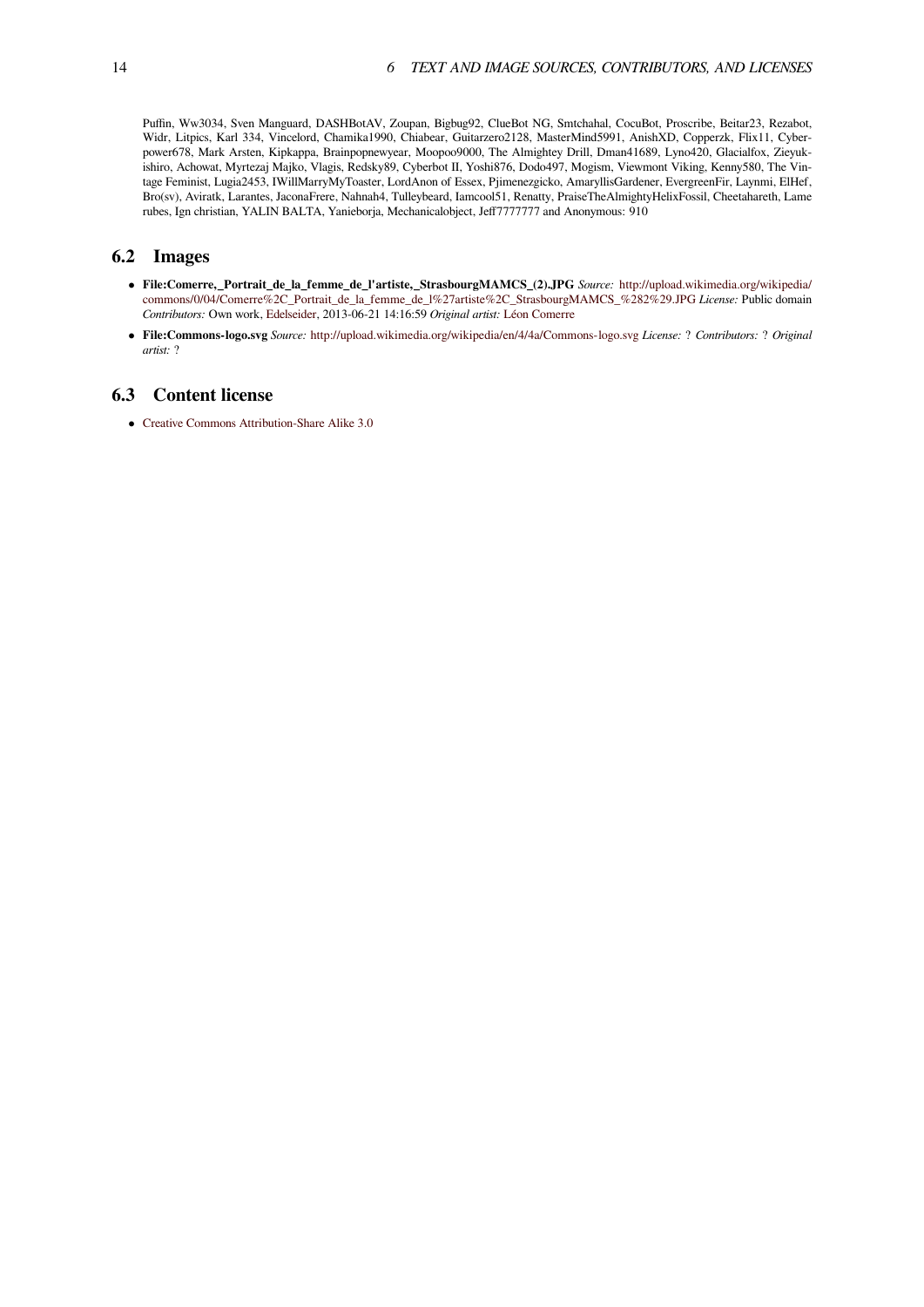Puffin, Ww3034, Sven Manguard, DASHBotAV, Zoupan, Bigbug92, ClueBot NG, Smtchahal, CocuBot, Proscribe, Beitar23, Rezabot, Widr, Litpics, Karl 334, Vincelord, Chamika1990, Chiabear, Guitarzero2128, MasterMind5991, AnishXD, Copperzk, Flix11, Cyberpower678, Mark Arsten, Kipkappa, Brainpopnewyear, Moopoo9000, The Almightey Drill, Dman41689, Lyno420, Glacialfox, Zieyukishiro, Achowat, Myrtezaj Majko, Vlagis, Redsky89, Cyberbot II, Yoshi876, Dodo497, Mogism, Viewmont Viking, Kenny580, The Vintage Feminist, Lugia2453, IWillMarryMyToaster, LordAnon of Essex, Pjimenezgicko, AmaryllisGardener, EvergreenFir, Laynmi, ElHef, Bro(sv), Aviratk, Larantes, JaconaFrere, Nahnah4, Tulleybeard, Iamcool51, Renatty, PraiseTheAlmightyHelixFossil, Cheetahareth, Lame rubes, Ign christian, YALIN BALTA, Yanieborja, Mechanicalobject, Jeff7777777 and Anonymous: 910

## 6.2 Images

- **File:Comerre,_Portrait_de_la_femme_de_l'artiste,_StrasbourgMAMCS_(2).JPG** *Source:* http://upload.wikimedia.org/wikipedia/commons/0/04/Comerre%2C_Portrait_de_la_femme_de_l%27artiste%2C_StrasbourgMAMCS_%282%29.JPG *License:* Public domain *Contributors:* Own work, Edelseider, 2013-06-21 14:16:59 *Original artist:* Léon Comerre
- **File:Commons-logo.svg** *Source:* http://upload.wikimedia.org/wikipedia/en/4/4a/Commons-logo.svg *License:* ? *Contributors:* ? *Original artist:* ?

## 6.3 Content license

- Creative Commons Attribution-Share Alike 3.0